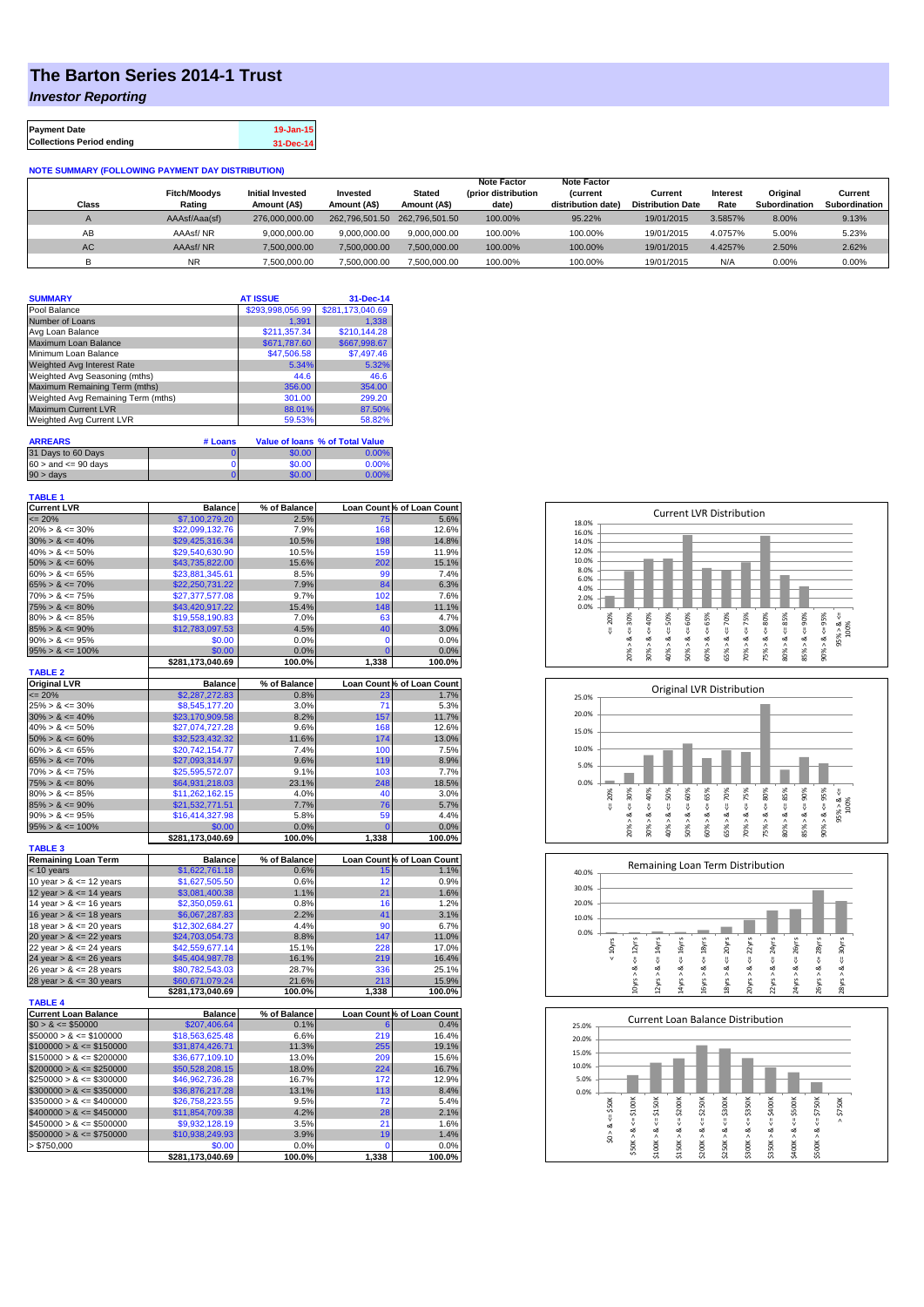# The Barton Series 2014-1 Trust

## *Investor Reporting*

| Payment Date | 19-Jan-15 |
|---|---|
| Collections Period ending | 31-Dec-14 |

**NOTE SUMMARY (FOLLOWING PAYMENT DAY DISTRIBUTION)**

| Class | Fitch/Moodys Rating | Initial Invested Amount (A$) | Invested Amount (A$) | Stated Amount (A$) | Note Factor (prior distribution date) | Note Factor (current distribution date) | Current Distribution Date | Interest Rate | Original Subordination | Current Subordination |
|---|---|---|---|---|---|---|---|---|---|---|
| A | AAAsf/Aaa(sf) | 276,000,000.00 | 262,796,501.50 | 262,796,501.50 | 100.00% | 95.22% | 19/01/2015 | 3.5857% | 8.00% | 9.13% |
| AB | AAAsf/ NR | 9,000,000.00 | 9,000,000.00 | 9,000,000.00 | 100.00% | 100.00% | 19/01/2015 | 4.0757% | 5.00% | 5.23% |
| AC | AAAsf/ NR | 7,500,000.00 | 7,500,000.00 | 7,500,000.00 | 100.00% | 100.00% | 19/01/2015 | 4.4257% | 2.50% | 2.62% |
| B | NR | 7,500,000.00 | 7,500,000.00 | 7,500,000.00 | 100.00% | 100.00% | 19/01/2015 | N/A | 0.00% | 0.00% |

| SUMMARY | AT ISSUE | 31-Dec-14 |
|---|---|---|
| Pool Balance | $293,998,056.99 | $281,173,040.69 |
| Number of Loans | 1,391 | 1,338 |
| Avg Loan Balance | $211,357.34 | $210,144.28 |
| Maximum Loan Balance | $671,787.60 | $667,998.67 |
| Minimum Loan Balance | $47,506.58 | $7,497.46 |
| Weighted Avg Interest Rate | 5.34% | 5.32% |
| Weighted Avg Seasoning (mths) | 44.6 | 46.6 |
| Maximum Remaining Term (mths) | 356.00 | 354.00 |
| Weighted Avg Remaining Term (mths) | 301.00 | 299.20 |
| Maximum Current LVR | 88.01% | 87.50% |
| Weighted Avg Current LVR | 59.53% | 58.82% |

| ARREARS | # Loans | Value of loans | % of Total Value |
|---|---|---|---|
| 31 Days to 60 Days | 0 | $0.00 | 0.00% |
| 60 > and <= 90 days | 0 | $0.00 | 0.00% |
| 90 > days | 0 | $0.00 | 0.00% |

**TABLE 1**

| Current LVR | Balance | % of Balance | Loan Count | % of Loan Count |
|---|---|---|---|---|
| <= 20% | $7,100,279.20 | 2.5% | 75 | 5.6% |
| 20% > & <= 30% | $22,099,132.76 | 7.9% | 168 | 12.6% |
| 30% > & <= 40% | $29,425,316.34 | 10.5% | 198 | 14.8% |
| 40% > & <= 50% | $29,540,630.90 | 10.5% | 159 | 11.9% |
| 50% > & <= 60% | $43,735,822.00 | 15.6% | 202 | 15.1% |
| 60% > & <= 65% | $23,881,345.61 | 8.5% | 99 | 7.4% |
| 65% > & <= 70% | $22,250,731.22 | 7.9% | 84 | 6.3% |
| 70% > & <= 75% | $27,377,577.08 | 9.7% | 102 | 7.6% |
| 75% > & <= 80% | $43,420,917.22 | 15.4% | 148 | 11.1% |
| 80% > & <= 85% | $19,558,190.83 | 7.0% | 63 | 4.7% |
| 85% > & <= 90% | $12,783,097.53 | 4.5% | 40 | 3.0% |
| 90% > & <= 95% | $0.00 | 0.0% | 0 | 0.0% |
| 95% > & <= 100% | $0.00 | 0.0% | 0 | 0.0% |
| | $281,173,040.69 | 100.0% | 1,338 | 100.0% |

**TABLE 2**

| Original LVR | Balance | % of Balance | Loan Count | % of Loan Count |
|---|---|---|---|---|
| <= 20% | $2,287,272.83 | 0.8% | 23 | 1.7% |
| 25% > & <= 30% | $8,545,177.20 | 3.0% | 71 | 5.3% |
| 30% > & <= 40% | $23,170,909.58 | 8.2% | 157 | 11.7% |
| 40% > & <= 50% | $27,074,727.28 | 9.6% | 168 | 12.6% |
| 50% > & <= 60% | $32,523,432.32 | 11.6% | 174 | 13.0% |
| 60% > & <= 65% | $20,742,154.77 | 7.4% | 100 | 7.5% |
| 65% > & <= 70% | $27,093,314.97 | 9.6% | 119 | 8.9% |
| 70% > & <= 75% | $25,595,572.07 | 9.1% | 103 | 7.7% |
| 75% > & <= 80% | $64,931,218.03 | 23.1% | 248 | 18.5% |
| 80% > & <= 85% | $11,262,162.15 | 4.0% | 40 | 3.0% |
| 85% > & <= 90% | $21,532,771.51 | 7.7% | 76 | 5.7% |
| 90% > & <= 95% | $16,414,327.98 | 5.8% | 59 | 4.4% |
| 95% > & <= 100% | $0.00 | 0.0% | 0 | 0.0% |
| | $281,173,040.69 | 100.0% | 1,338 | 100.0% |

**TABLE 3**

| Remaining Loan Term | Balance | % of Balance | Loan Count | % of Loan Count |
|---|---|---|---|---|
| < 10 years | $1,622,761.18 | 0.6% | 15 | 1.1% |
| 10 year > & <= 12 years | $1,627,505.50 | 0.6% | 12 | 0.9% |
| 12 year > & <= 14 years | $3,081,400.38 | 1.1% | 21 | 1.6% |
| 14 year > & <= 16 years | $2,350,059.61 | 0.8% | 16 | 1.2% |
| 16 year > & <= 18 years | $6,067,287.83 | 2.2% | 41 | 3.1% |
| 18 year > & <= 20 years | $12,302,684.27 | 4.4% | 90 | 6.7% |
| 20 year > & <= 22 years | $24,703,054.73 | 8.8% | 147 | 11.0% |
| 22 year > & <= 24 years | $42,559,677.14 | 15.1% | 228 | 17.0% |
| 24 year > & <= 26 years | $45,404,987.78 | 16.1% | 219 | 16.4% |
| 26 year > & <= 28 years | $80,782,543.03 | 28.7% | 336 | 25.1% |
| 28 year > & <= 30 years | $60,671,079.24 | 21.6% | 213 | 15.9% |
| | $281,173,040.69 | 100.0% | 1,338 | 100.0% |

**TABLE 4**

| Current Loan Balance | Balance | % of Balance | Loan Count | % of Loan Count |
|---|---|---|---|---|
| $0 > & <= $50000 | $207,406.64 | 0.1% | 6 | 0.4% |
| $50000 > & <= $100000 | $18,563,625.48 | 6.6% | 219 | 16.4% |
| $100000 > & <= $150000 | $31,874,426.71 | 11.3% | 255 | 19.1% |
| $150000 > & <= $200000 | $36,677,109.10 | 13.0% | 209 | 15.6% |
| $200000 > & <= $250000 | $50,528,208.15 | 18.0% | 224 | 16.7% |
| $250000 > & <= $300000 | $46,962,736.28 | 16.7% | 172 | 12.9% |
| $300000 > & <= $350000 | $36,876,217.28 | 13.1% | 113 | 8.4% |
| $350000 > & <= $400000 | $26,758,223.55 | 9.5% | 72 | 5.4% |
| $400000 > & <= $450000 | $11,854,709.38 | 4.2% | 28 | 2.1% |
| $450000 > & <= $500000 | $9,932,128.19 | 3.5% | 21 | 1.6% |
| $500000 > & <= $750000 | $10,938,249.93 | 3.9% | 19 | 1.4% |
| > $750,000 | $0.00 | 0.0% | 0 | 0.0% |
| | $281,173,040.69 | 100.0% | 1,338 | 100.0% |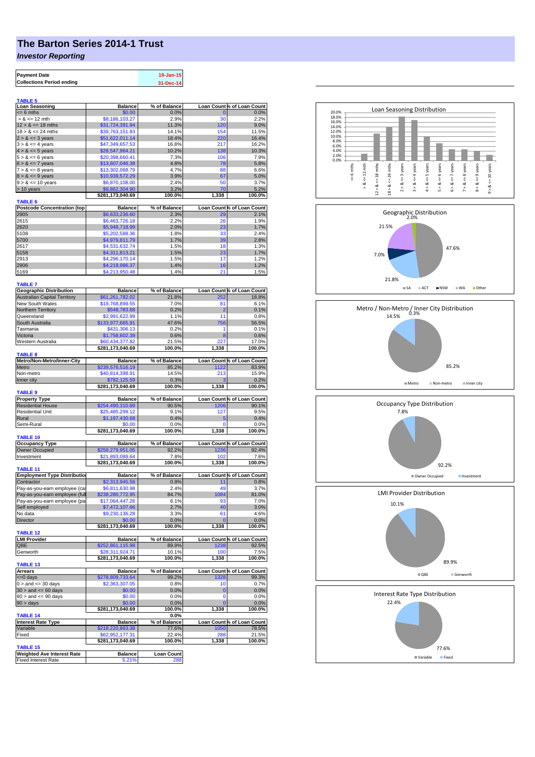# The Barton Series 2014-1 Trust

## *Investor Reporting*

| | |
|---|---|
| **Payment Date** | 19-Jan-15 |
| **Collections Period ending** | 31-Dec-14 |

**TABLE 5**

| Loan Seasoning | Balance | % of Balance | Loan Count | % of Loan Count |
|---|---|---|---|---|
| <= 6 mths | $0.00 | 0.0% | 0 | 0.0% |
| > & <= 12 mth | $8,186,103.27 | 2.9% | 30 | 2.2% |
| 12 > & <= 18 mths | $31,724,391.94 | 11.3% | 120 | 9.0% |
| 18 > & <= 24 mths | $39,763,151.83 | 14.1% | 154 | 11.5% |
| 2 > & <= 3 years | $51,622,011.14 | 18.4% | 220 | 16.4% |
| 3 > & <= 4 years | $47,349,657.53 | 16.8% | 217 | 16.2% |
| 4 > & <= 5 years | $28,547,964.21 | 10.2% | 138 | 10.3% |
| 5 > & <= 6 years | $20,398,660.41 | 7.3% | 106 | 7.9% |
| 6 > & <= 7 years | $13,607,046.38 | 4.8% | 78 | 5.8% |
| 7 > & <= 8 years | $13,302,068.79 | 4.7% | 88 | 6.6% |
| 8 > & <= 9 years | $10,939,572.29 | 3.9% | 67 | 5.0% |
| 9 > & <= 10 years | $6,870,108.00 | 2.4% | 50 | 3.7% |
| > 10 years | $8,862,304.90 | 3.2% | 70 | 5.2% |
| | $281,173,040.69 | 100.0% | 1,338 | 100.0% |

**TABLE 6**

| Postcode Concentration (top 10) | Balance | % of Balance | Loan Count | % of Loan Count |
|---|---|---|---|---|
| 2905 | $6,633,236.60 | 2.3% | 29 | 2.1% |
| 2615 | $6,463,726.18 | 2.2% | 26 | 1.9% |
| 2620 | $5,948,718.99 | 2.0% | 23 | 1.7% |
| 5108 | $5,202,588.36 | 1.8% | 33 | 2.4% |
| 5700 | $4,979,811.79 | 1.7% | 39 | 2.8% |
| 2617 | $4,531,632.74 | 1.5% | 18 | 1.3% |
| 5158 | $4,311,813.21 | 1.5% | 23 | 1.7% |
| 2913 | $4,296,170.14 | 1.5% | 17 | 1.2% |
| 2906 | $4,219,986.37 | 1.4% | 16 | 1.2% |
| 5169 | $4,213,950.48 | 1.4% | 21 | 1.5% |

**TABLE 7**

| Geographic Distribution | Balance | % of Balance | Loan Count | % of Loan Count |
|---|---|---|---|---|
| Australian Capital Territory | $61,261,782.02 | 21.8% | 252 | 18.8% |
| New South Wales | $19,768,899.55 | 7.0% | 81 | 6.1% |
| Northern Territory | $548,783.88 | 0.2% | 2 | 0.1% |
| Queensland | $2,991,622.99 | 1.1% | 11 | 0.8% |
| South Australia | $133,977,665.91 | 47.6% | 756 | 56.5% |
| Tasmania | $431,306.13 | 0.2% | 1 | 0.1% |
| Victoria | $1,758,602.39 | 0.6% | 8 | 0.6% |
| Western Australia | $60,434,377.82 | 21.5% | 227 | 17.0% |
| | $281,173,040.69 | 100.0% | 1,338 | 100.0% |

**TABLE 8**

| Metro/Non-Metro/Inner-City | Balance | % of Balance | Loan Count | % of Loan Count |
|---|---|---|---|---|
| Metro | $239,576,516.19 | 85.2% | 1122 | 83.9% |
| Non-metro | $40,814,398.91 | 14.5% | 213 | 15.9% |
| Inner city | $782,125.59 | 0.3% | 3 | 0.2% |
| | $281,173,040.69 | 100.0% | 1,338 | 100.0% |

**TABLE 9**

| Property Type | Balance | % of Balance | Loan Count | % of Loan Count |
|---|---|---|---|---|
| Residential House | $254,490,310.89 | 90.5% | 1206 | 90.1% |
| Residential Unit | $25,485,299.12 | 9.1% | 127 | 9.5% |
| Rural | $1,197,430.68 | 0.4% | 5 | 0.4% |
| Semi-Rural | $0.00 | 0.0% | 0 | 0.0% |
| | $281,173,040.69 | 100.0% | 1,338 | 100.0% |

**TABLE 10**

| Occupancy Type | Balance | % of Balance | Loan Count | % of Loan Count |
|---|---|---|---|---|
| Owner Occupied | $259,279,951.05 | 92.2% | 1236 | 92.4% |
| Investment | $21,893,089.64 | 7.8% | 102 | 7.6% |
| | $281,173,040.69 | 100.0% | 1,338 | 100.0% |

**TABLE 11**

| Employment Type Distribution | Balance | % of Balance | Loan Count | % of Loan Count |
|---|---|---|---|---|
| Contractor | $2,313,945.56 | 0.8% | 11 | 0.8% |
| Pay-as-you-earn employee (casual) | $6,811,630.98 | 2.4% | 49 | 3.7% |
| Pay-as-you-earn employee (full time) | $238,280,772.95 | 84.7% | 1084 | 81.0% |
| Pay-as-you-earn employee (part time) | $17,064,447.26 | 6.1% | 93 | 7.0% |
| Self employed | $7,472,107.66 | 2.7% | 40 | 3.0% |
| No data | $9,230,136.28 | 3.3% | 61 | 4.6% |
| Director | $0.00 | 0.0% | 0 | 0.0% |
| | $281,173,040.69 | 100.0% | 1,338 | 100.0% |

**TABLE 12**

| LMI Provider | Balance | % of Balance | Loan Count | % of Loan Count |
|---|---|---|---|---|
| QBE | $252,861,115.98 | 89.9% | 1238 | 92.5% |
| Genworth | $28,311,924.71 | 10.1% | 100 | 7.5% |
| | $281,173,040.69 | 100.0% | 1,338 | 100.0% |

**TABLE 13**

| Arrears | Balance | % of Balance | Loan Count | % of Loan Count |
|---|---|---|---|---|
| <=0 days | $278,809,733.64 | 99.2% | 1328 | 99.3% |
| 0 > and <= 30 days | $2,363,307.05 | 0.8% | 10 | 0.7% |
| 30 > and <= 60 days | $0.00 | 0.0% | 0 | 0.0% |
| 60 > and <= 90 days | $0.00 | 0.0% | 0 | 0.0% |
| 90 > days | $0.00 | 0.0% | 0 | 0.0% |
| | $281,173,040.69 | 100.0% | 1,338 | 100.0% |

**TABLE 14**

| Interest Rate Type | Balance | % of Balance | Loan Count | % of Loan Count |
|---|---|---|---|---|
| | | 0.0% | | |
| Variable | $218,220,863.38 | 77.6% | 1050 | 78.5% |
| Fixed | $62,952,177.31 | 22.4% | 288 | 21.5% |
| | $281,173,040.69 | 100.0% | 1,338 | 100.0% |

**TABLE 15**

| Weighted Ave Interest Rate | Balance | Loan Count |
|---|---|---|
| Fixed Interest Rate | 5.21% | 288 |

Loan Seasoning Distribution
20.0%
18.0%
16.0%
14.0%
12.0%
10.0%
8.0%
6.0%
4.0%
2.0%
0.0%
<= 6 mths
> & <= 12 mth
12 > & <= 18 mths
18 > & <= 24 mths
2 > & <= 3 years
3 > & <= 4 years
4 > & <= 5 years
5 > & <= 6 years
6 > & <= 7 years
7 > & <= 8 years
8 > & <= 9 years
9 > & <= 10 years

Geographic Distribution
2.0%
21.5%
47.6%
7.0%
21.8%
SA ACT NSW WA Other

Metro / Non-Metro / Inner City Distribution
0.3%
14.5%
85.2%
Metro Non-metro Inner city

Occupancy Type Distribution
7.8%
92.2%
Owner Occupied Investment

LMI Provider Distribution
10.1%
89.9%
QBE Genworth

Interest Rate Type Distribution
22.4%
77.6%
Variable Fixed